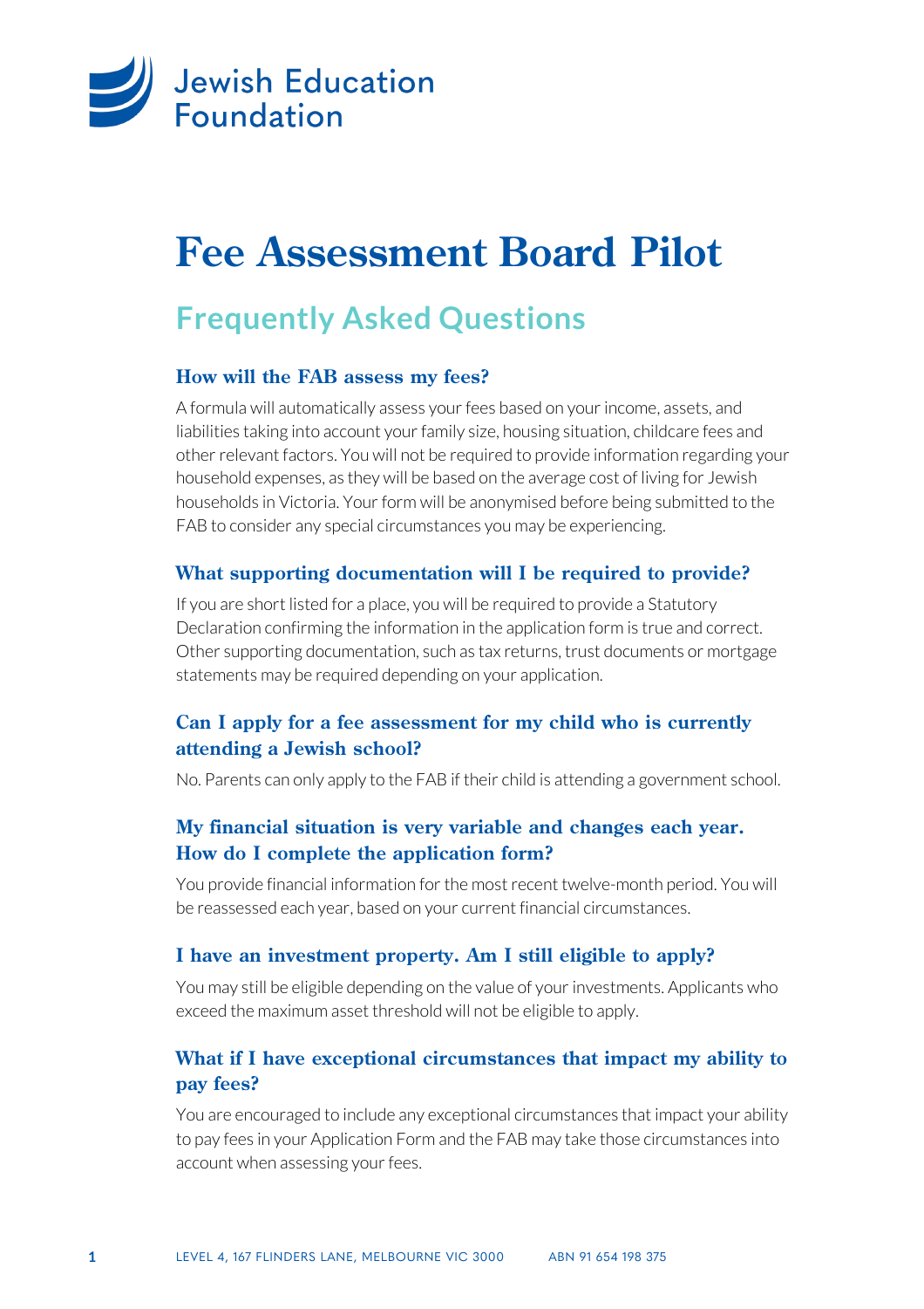Jewish Education Foundation

# Fee Assessment Board Pilot

## Frequently Asked Questions

### How will the FAB assess my fees?

A formula will automatically assess your fees based on your income, assets, and liabilities taking into account your family size, housing situation, childcare fees and other relevant factors. You will not be required to provide information regarding your household expenses, as they will be based on the average cost of living for Jewish households in Victoria. Your form will be anonymised before being submitted to the FAB to consider any special circumstances you may be experiencing.

### What supporting documentation will I be required to provide?

If you are short listed for a place, you will be required to provide a Statutory Declaration confirming the information in the application form is true and correct. Other supporting documentation, such as tax returns, trust documents or mortgage statements may be required depending on your application.

### Can I apply for a fee assessment for my child who is currently attending a Jewish school?

No. Parents can only apply to the FAB if their child is attending a government school.

### My financial situation is very variable and changes each year. How do I complete the application form?

You provide financial information for the most recent twelve-month period. You will be reassessed each year, based on your current financial circumstances.

### I have an investment property. Am I still eligible to apply?

You may still be eligible depending on the value of your investments. Applicants who exceed the maximum asset threshold will not be eligible to apply.

### What if I have exceptional circumstances that impact my ability to pay fees?

You are encouraged to include any exceptional circumstances that impact your ability to pay fees in your Application Form and the FAB may take those circumstances into account when assessing your fees.

LEVEL 4, 167 FLINDERS LANE, MELBOURNE VIC 3000 ABN 91 654 198 375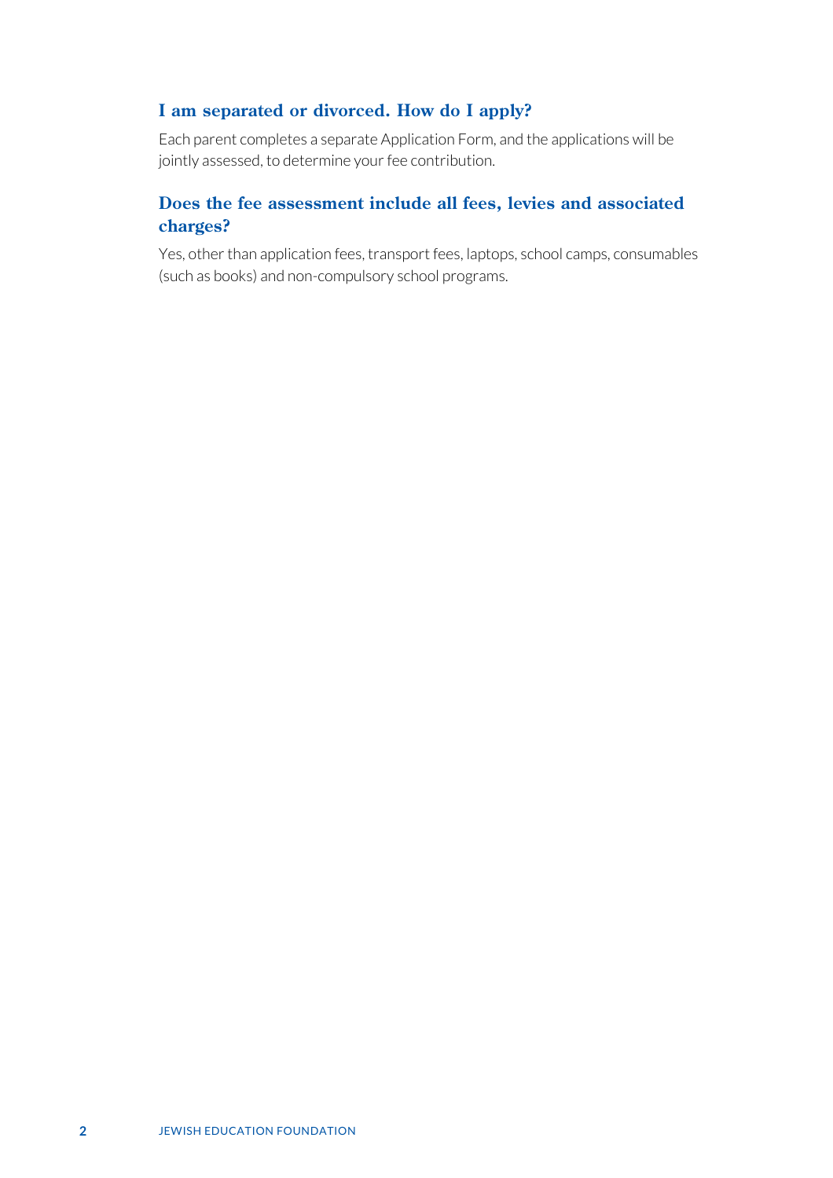### I am separated or divorced. How do I apply?

Each parent completes a separate Application Form, and the applications will be jointly assessed, to determine your fee contribution.

### Does the fee assessment include all fees, levies and associated charges?

Yes, other than application fees, transport fees, laptops, school camps, consumables (such as books) and non-compulsory school programs.